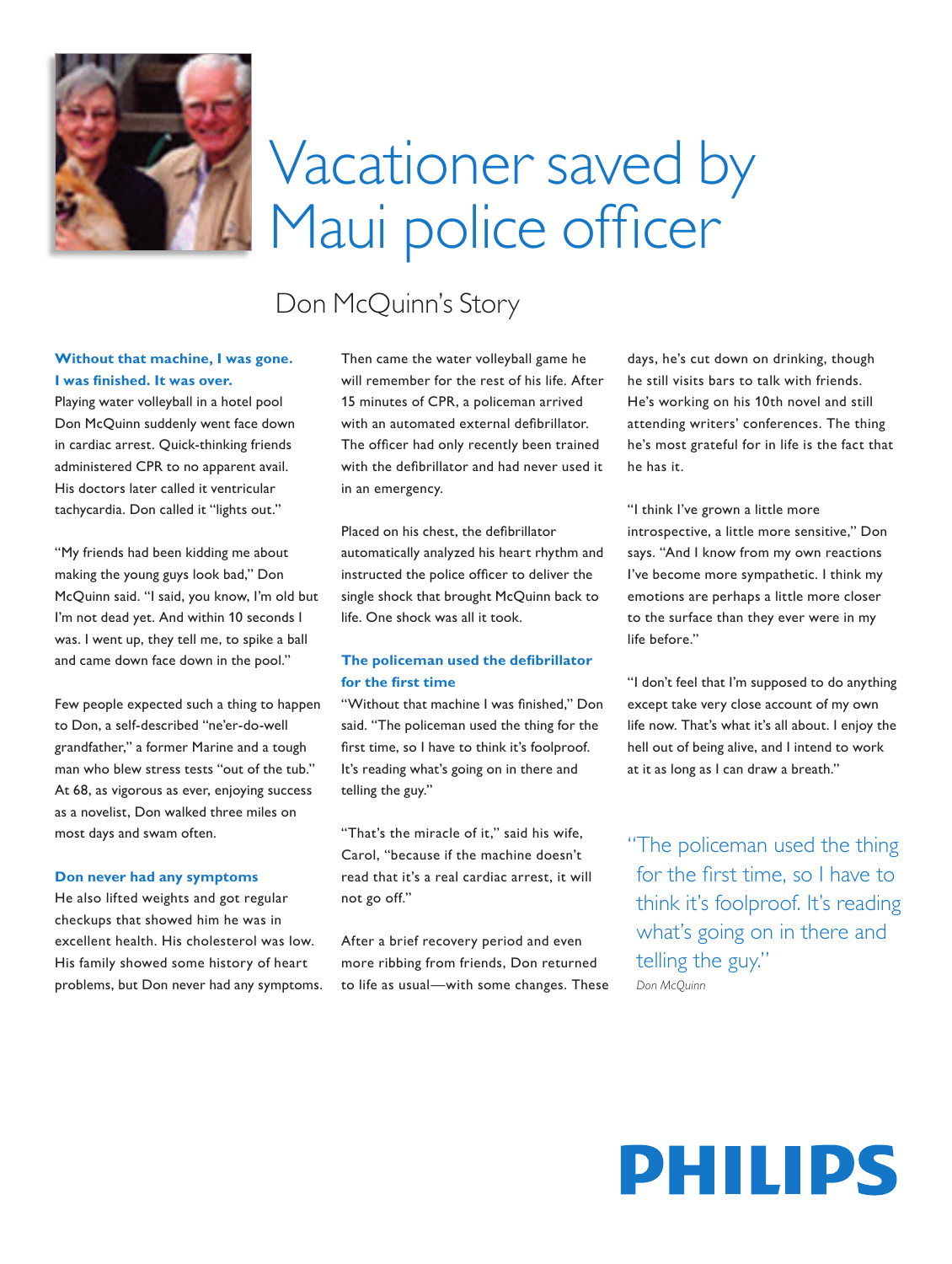# Vacationer saved by Maui police officer

## Don McQuinn's Story

**Without that machine, I was gone. I was finished. It was over.**

Playing water volleyball in a hotel pool Don McQuinn suddenly went face down in cardiac arrest. Quick-thinking friends administered CPR to no apparent avail. His doctors later called it ventricular tachycardia. Don called it "lights out."

"My friends had been kidding me about making the young guys look bad," Don McQuinn said. "I said, you know, I'm old but I'm not dead yet. And within 10 seconds I was. I went up, they tell me, to spike a ball and came down face down in the pool."

Few people expected such a thing to happen to Don, a self-described "ne'er-do-well grandfather," a former Marine and a tough man who blew stress tests "out of the tub." At 68, as vigorous as ever, enjoying success as a novelist, Don walked three miles on most days and swam often.

**Don never had any symptoms**

He also lifted weights and got regular checkups that showed him he was in excellent health. His cholesterol was low. His family showed some history of heart problems, but Don never had any symptoms.

Then came the water volleyball game he will remember for the rest of his life. After 15 minutes of CPR, a policeman arrived with an automated external defibrillator. The officer had only recently been trained with the defibrillator and had never used it in an emergency.

Placed on his chest, the defibrillator automatically analyzed his heart rhythm and instructed the police officer to deliver the single shock that brought McQuinn back to life. One shock was all it took.

**The policeman used the defibrillator for the first time**

"Without that machine I was finished," Don said. "The policeman used the thing for the first time, so I have to think it's foolproof. It's reading what's going on in there and telling the guy."

"That's the miracle of it," said his wife, Carol, "because if the machine doesn't read that it's a real cardiac arrest, it will not go off."

After a brief recovery period and even more ribbing from friends, Don returned to life as usual—with some changes. These days, he's cut down on drinking, though he still visits bars to talk with friends. He's working on his 10th novel and still attending writers' conferences. The thing he's most grateful for in life is the fact that he has it.

"I think I've grown a little more introspective, a little more sensitive," Don says. "And I know from my own reactions I've become more sympathetic. I think my emotions are perhaps a little more closer to the surface than they ever were in my life before."

"I don't feel that I'm supposed to do anything except take very close account of my own life now. That's what it's all about. I enjoy the hell out of being alive, and I intend to work at it as long as I can draw a breath."

> "The policeman used the thing for the first time, so I have to think it's foolproof. It's reading what's going on in there and telling the guy."
>
> *Don McQuinn*

PHILIPS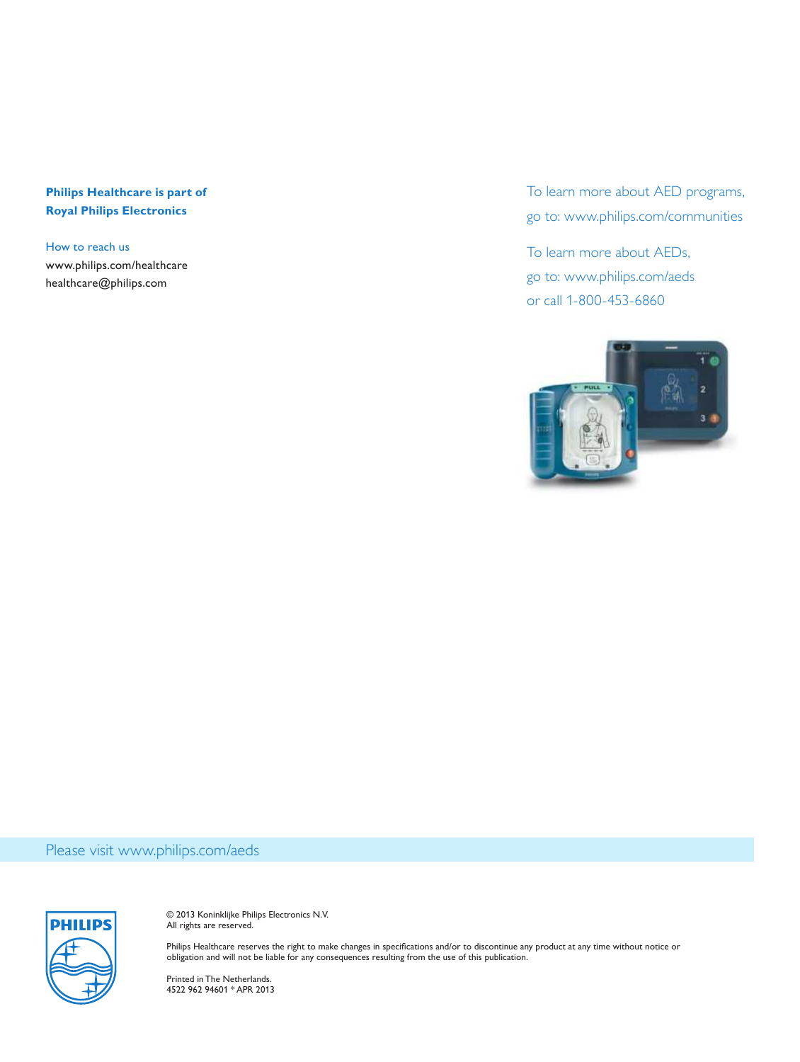**Philips Healthcare is part of Royal Philips Electronics**

How to reach us
www.philips.com/healthcare
healthcare@philips.com

To learn more about AED programs, go to: www.philips.com/communities

To learn more about AEDs, go to: www.philips.com/aeds or call 1-800-453-6860

Please visit www.philips.com/aeds

© 2013 Koninklijke Philips Electronics N.V.
All rights are reserved.

Philips Healthcare reserves the right to make changes in specifications and/or to discontinue any product at any time without notice or obligation and will not be liable for any consequences resulting from the use of this publication.

Printed in The Netherlands.
4522 962 94601 * APR 2013